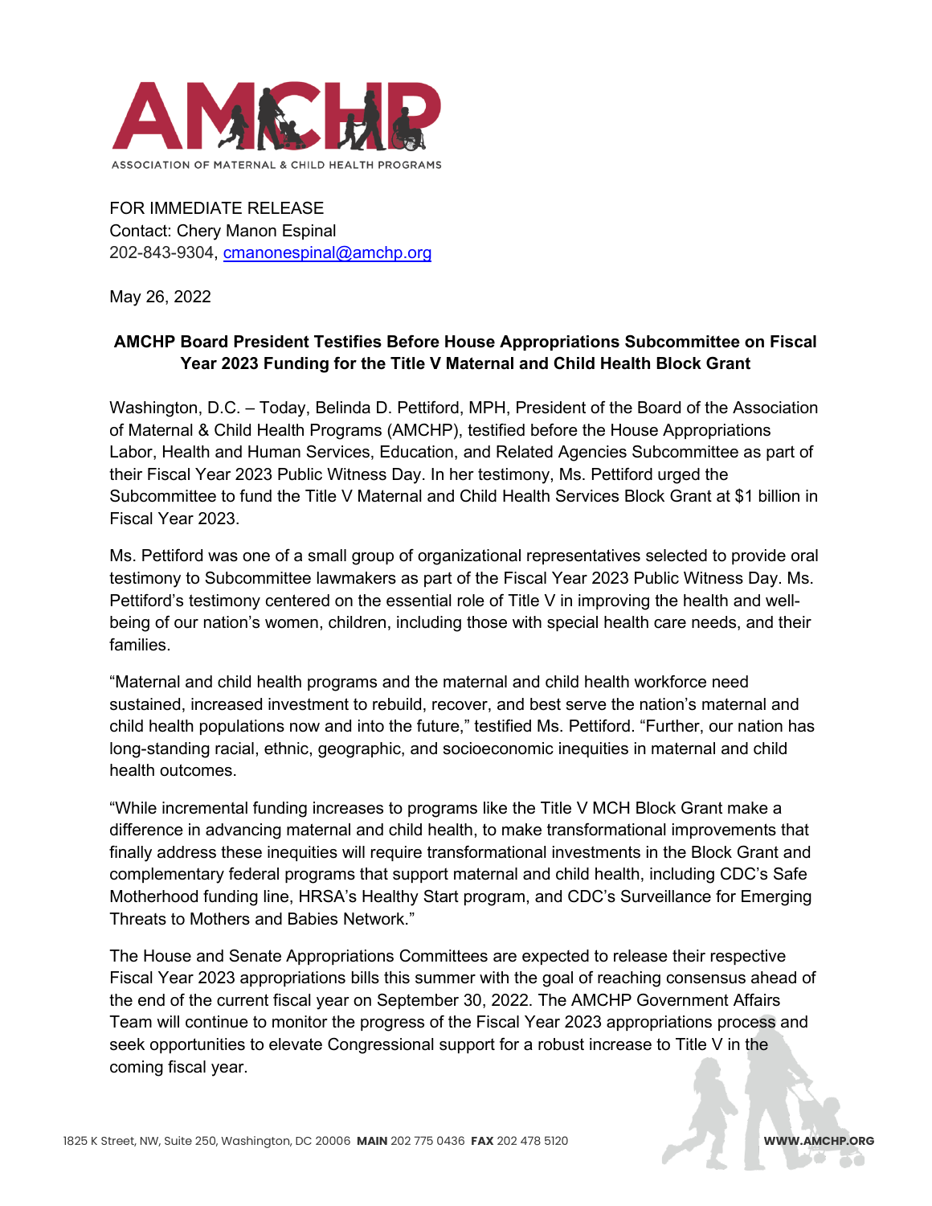ASSOCIATION OF MATERNAL & CHILD HEALTH PROGRAMS

FOR IMMEDIATE RELEASE
Contact: Chery Manon Espinal
202-843-9304, cmanonespinal@amchp.org

May 26, 2022

**AMCHP Board President Testifies Before House Appropriations Subcommittee on Fiscal Year 2023 Funding for the Title V Maternal and Child Health Block Grant**

Washington, D.C. – Today, Belinda D. Pettiford, MPH, President of the Board of the Association of Maternal & Child Health Programs (AMCHP), testified before the House Appropriations Labor, Health and Human Services, Education, and Related Agencies Subcommittee as part of their Fiscal Year 2023 Public Witness Day. In her testimony, Ms. Pettiford urged the Subcommittee to fund the Title V Maternal and Child Health Services Block Grant at $1 billion in Fiscal Year 2023.

Ms. Pettiford was one of a small group of organizational representatives selected to provide oral testimony to Subcommittee lawmakers as part of the Fiscal Year 2023 Public Witness Day. Ms. Pettiford's testimony centered on the essential role of Title V in improving the health and well-being of our nation's women, children, including those with special health care needs, and their families.

"Maternal and child health programs and the maternal and child health workforce need sustained, increased investment to rebuild, recover, and best serve the nation's maternal and child health populations now and into the future," testified Ms. Pettiford. "Further, our nation has long-standing racial, ethnic, geographic, and socioeconomic inequities in maternal and child health outcomes.

"While incremental funding increases to programs like the Title V MCH Block Grant make a difference in advancing maternal and child health, to make transformational improvements that finally address these inequities will require transformational investments in the Block Grant and complementary federal programs that support maternal and child health, including CDC's Safe Motherhood funding line, HRSA's Healthy Start program, and CDC's Surveillance for Emerging Threats to Mothers and Babies Network."

The House and Senate Appropriations Committees are expected to release their respective Fiscal Year 2023 appropriations bills this summer with the goal of reaching consensus ahead of the end of the current fiscal year on September 30, 2022. The AMCHP Government Affairs Team will continue to monitor the progress of the Fiscal Year 2023 appropriations process and seek opportunities to elevate Congressional support for a robust increase to Title V in the coming fiscal year.

1825 K Street, NW, Suite 250, Washington, DC 20006 **MAIN** 202 775 0436 **FAX** 202 478 5120 **WWW.AMCHP.ORG**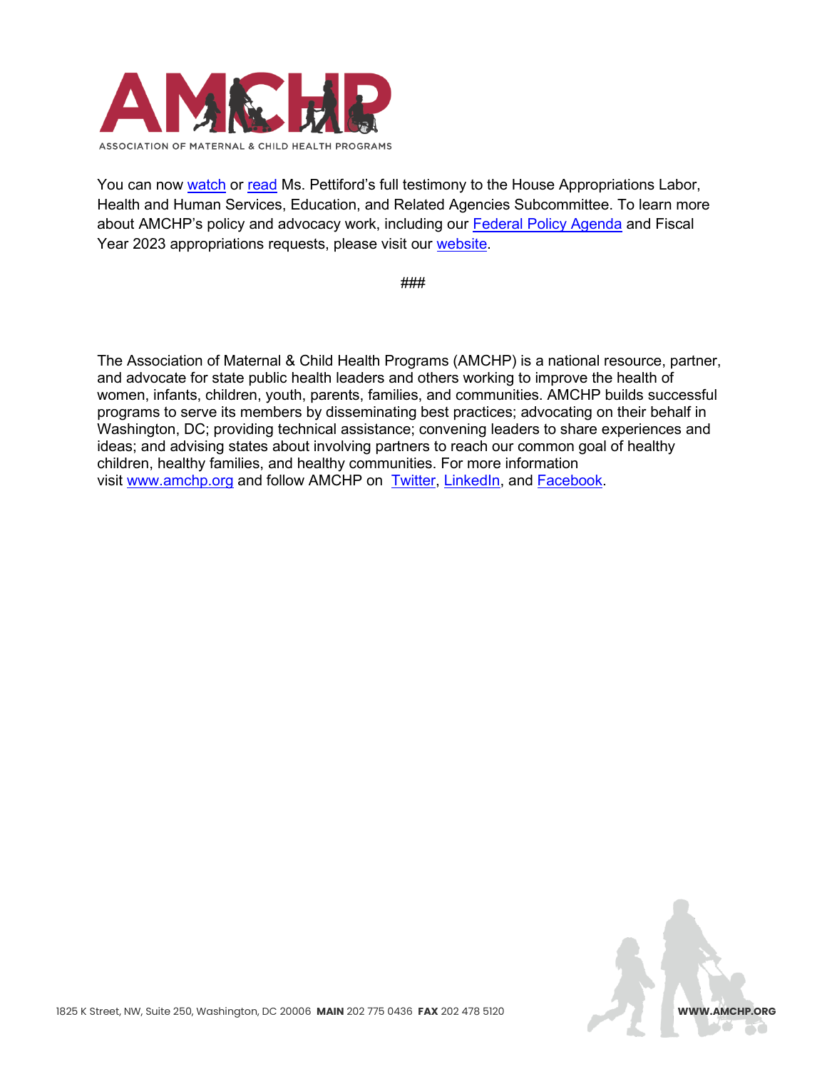You can now watch or read Ms. Pettiford's full testimony to the House Appropriations Labor, Health and Human Services, Education, and Related Agencies Subcommittee. To learn more about AMCHP's policy and advocacy work, including our Federal Policy Agenda and Fiscal Year 2023 appropriations requests, please visit our website.

###

The Association of Maternal & Child Health Programs (AMCHP) is a national resource, partner, and advocate for state public health leaders and others working to improve the health of women, infants, children, youth, parents, families, and communities. AMCHP builds successful programs to serve its members by disseminating best practices; advocating on their behalf in Washington, DC; providing technical assistance; convening leaders to share experiences and ideas; and advising states about involving partners to reach our common goal of healthy children, healthy families, and healthy communities. For more information visit www.amchp.org and follow AMCHP on Twitter, LinkedIn, and Facebook.